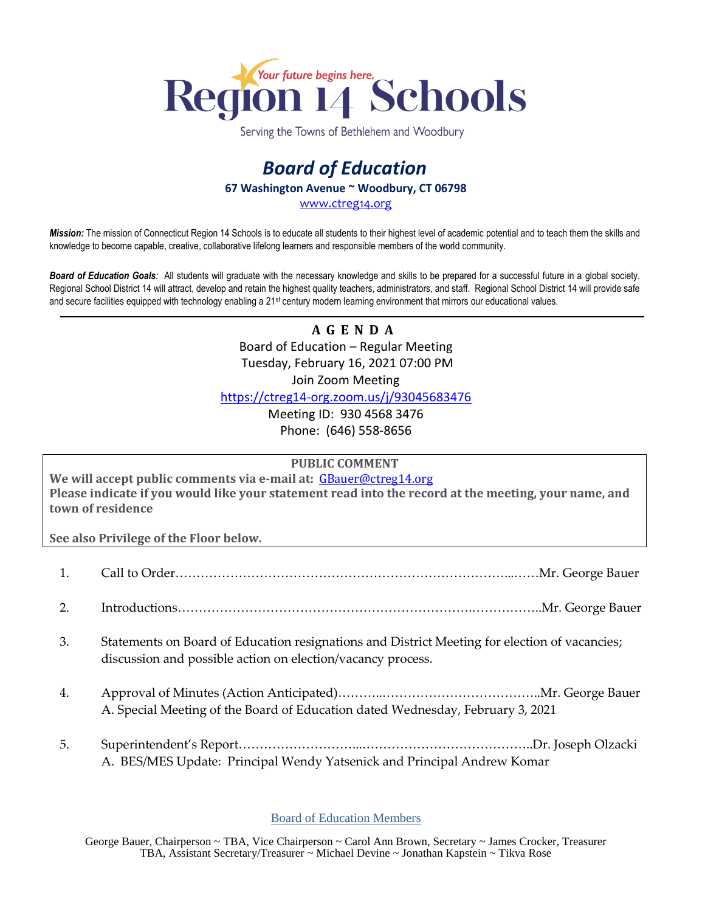Your future begins here.

# Region 14 Schools

Serving the Towns of Bethlehem and Woodbury

## *Board of Education*

**67 Washington Avenue ~ Woodbury, CT 06798**

www.ctreg14.org

***Mission:*** The mission of Connecticut Region 14 Schools is to educate all students to their highest level of academic potential and to teach them the skills and knowledge to become capable, creative, collaborative lifelong learners and responsible members of the world community.

***Board of Education Goals:*** All students will graduate with the necessary knowledge and skills to be prepared for a successful future in a global society. Regional School District 14 will attract, develop and retain the highest quality teachers, administrators, and staff. Regional School District 14 will provide safe and secure facilities equipped with technology enabling a 21st century modern learning environment that mirrors our educational values.

---

**A G E N D A**

Board of Education – Regular Meeting
Tuesday, February 16, 2021 07:00 PM
Join Zoom Meeting
https://ctreg14-org.zoom.us/j/93045683476
Meeting ID: 930 4568 3476
Phone: (646) 558-8656

**PUBLIC COMMENT**

**We will accept public comments via e-mail at:** GBauer@ctreg14.org
**Please indicate if you would like your statement read into the record at the meeting, your name, and town of residence**

**See also Privilege of the Floor below.**

1. Call to Order……………………………………………………………………...……Mr. George Bauer

2. Introductions…………………………………………………………….……………..Mr. George Bauer

3. Statements on Board of Education resignations and District Meeting for election of vacancies; discussion and possible action on election/vacancy process.

4. Approval of Minutes (Action Anticipated)………..………………………………..Mr. George Bauer
   A. Special Meeting of the Board of Education dated Wednesday, February 3, 2021

5. Superintendent's Report………………………...…………………………………..Dr. Joseph Olzacki
   A. BES/MES Update: Principal Wendy Yatsenick and Principal Andrew Komar

Board of Education Members

George Bauer, Chairperson ~ TBA, Vice Chairperson ~ Carol Ann Brown, Secretary ~ James Crocker, Treasurer
TBA, Assistant Secretary/Treasurer ~ Michael Devine ~ Jonathan Kapstein ~ Tikva Rose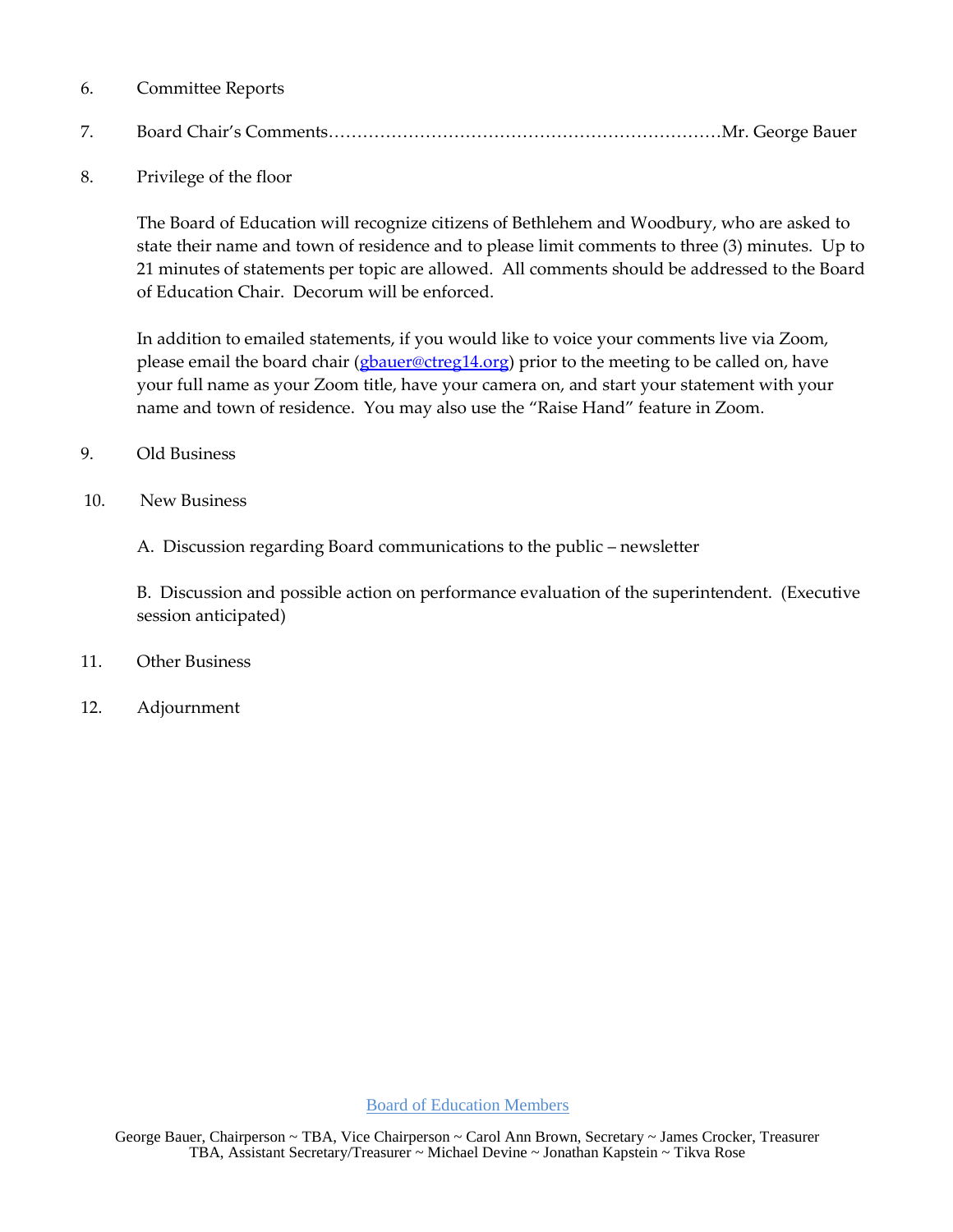6. Committee Reports

7. Board Chair's Comments……………………………………………………………Mr. George Bauer

8. Privilege of the floor

   The Board of Education will recognize citizens of Bethlehem and Woodbury, who are asked to state their name and town of residence and to please limit comments to three (3) minutes. Up to 21 minutes of statements per topic are allowed. All comments should be addressed to the Board of Education Chair. Decorum will be enforced.

   In addition to emailed statements, if you would like to voice your comments live via Zoom, please email the board chair (gbauer@ctreg14.org) prior to the meeting to be called on, have your full name as your Zoom title, have your camera on, and start your statement with your name and town of residence. You may also use the "Raise Hand" feature in Zoom.

9. Old Business

10. New Business

    A. Discussion regarding Board communications to the public – newsletter

    B. Discussion and possible action on performance evaluation of the superintendent. (Executive session anticipated)

11. Other Business

12. Adjournment

Board of Education Members

George Bauer, Chairperson ~ TBA, Vice Chairperson ~ Carol Ann Brown, Secretary ~ James Crocker, Treasurer
TBA, Assistant Secretary/Treasurer ~ Michael Devine ~ Jonathan Kapstein ~ Tikva Rose